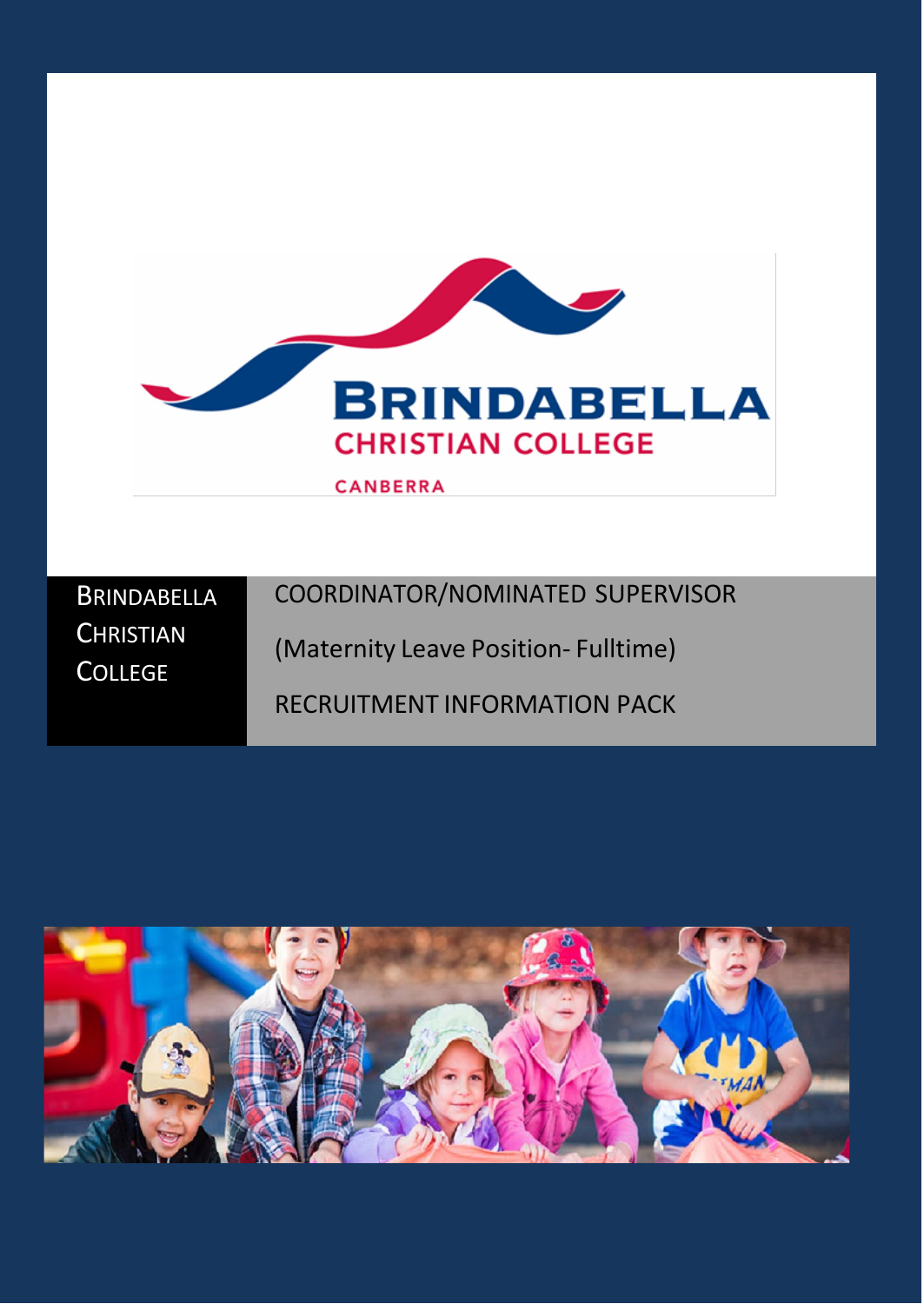BRINDABELLA CHRISTIAN COLLEGE

CANBERRA

BRINDABELLA CHRISTIAN COLLEGE

# COORDINATOR/NOMINATED SUPERVISOR

(Maternity Leave Position- Fulltime)

RECRUITMENT INFORMATION PACK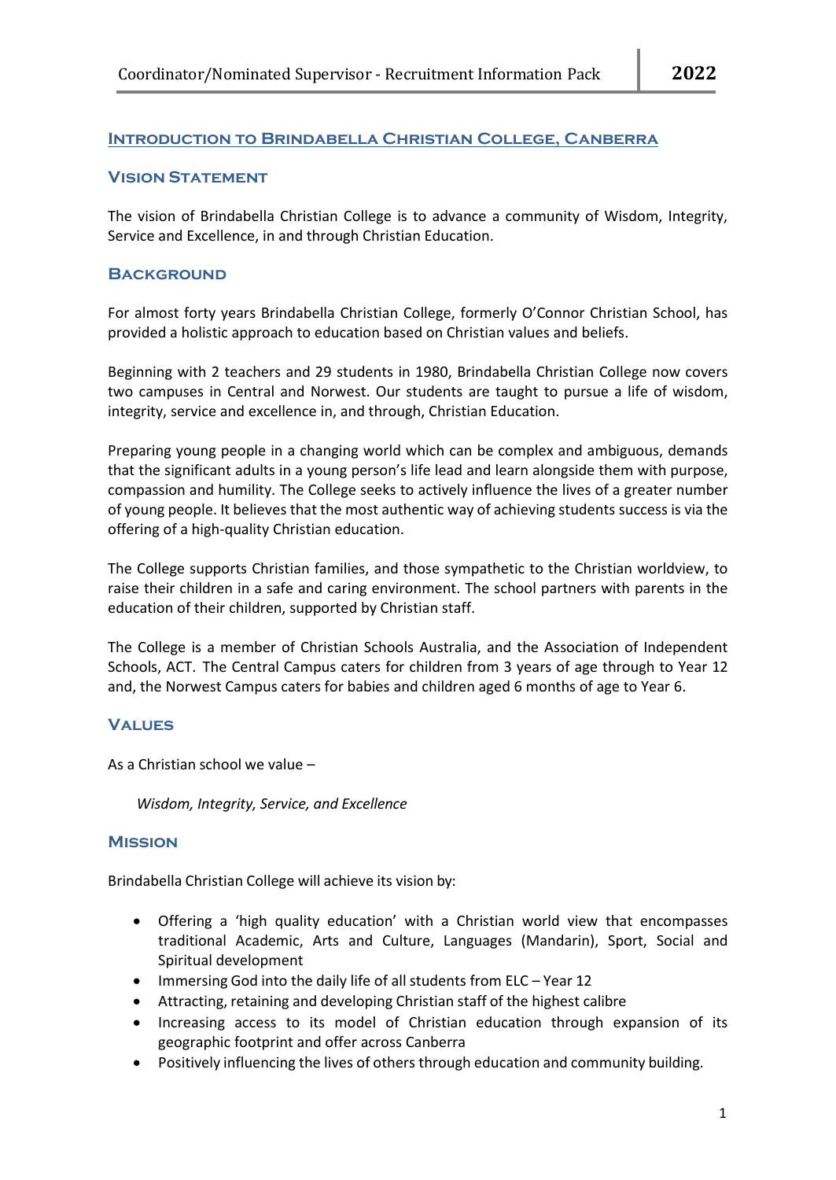## Introduction to Brindabella Christian College, Canberra

### Vision Statement

The vision of Brindabella Christian College is to advance a community of Wisdom, Integrity, Service and Excellence, in and through Christian Education.

### Background

For almost forty years Brindabella Christian College, formerly O'Connor Christian School, has provided a holistic approach to education based on Christian values and beliefs.

Beginning with 2 teachers and 29 students in 1980, Brindabella Christian College now covers two campuses in Central and Norwest. Our students are taught to pursue a life of wisdom, integrity, service and excellence in, and through, Christian Education.

Preparing young people in a changing world which can be complex and ambiguous, demands that the significant adults in a young person's life lead and learn alongside them with purpose, compassion and humility. The College seeks to actively influence the lives of a greater number of young people. It believes that the most authentic way of achieving students success is via the offering of a high-quality Christian education.

The College supports Christian families, and those sympathetic to the Christian worldview, to raise their children in a safe and caring environment. The school partners with parents in the education of their children, supported by Christian staff.

The College is a member of Christian Schools Australia, and the Association of Independent Schools, ACT. The Central Campus caters for children from 3 years of age through to Year 12 and, the Norwest Campus caters for babies and children aged 6 months of age to Year 6.

### Values

As a Christian school we value –

*Wisdom, Integrity, Service, and Excellence*

### Mission

Brindabella Christian College will achieve its vision by:

- Offering a 'high quality education' with a Christian world view that encompasses traditional Academic, Arts and Culture, Languages (Mandarin), Sport, Social and Spiritual development
- Immersing God into the daily life of all students from ELC – Year 12
- Attracting, retaining and developing Christian staff of the highest calibre
- Increasing access to its model of Christian education through expansion of its geographic footprint and offer across Canberra
- Positively influencing the lives of others through education and community building.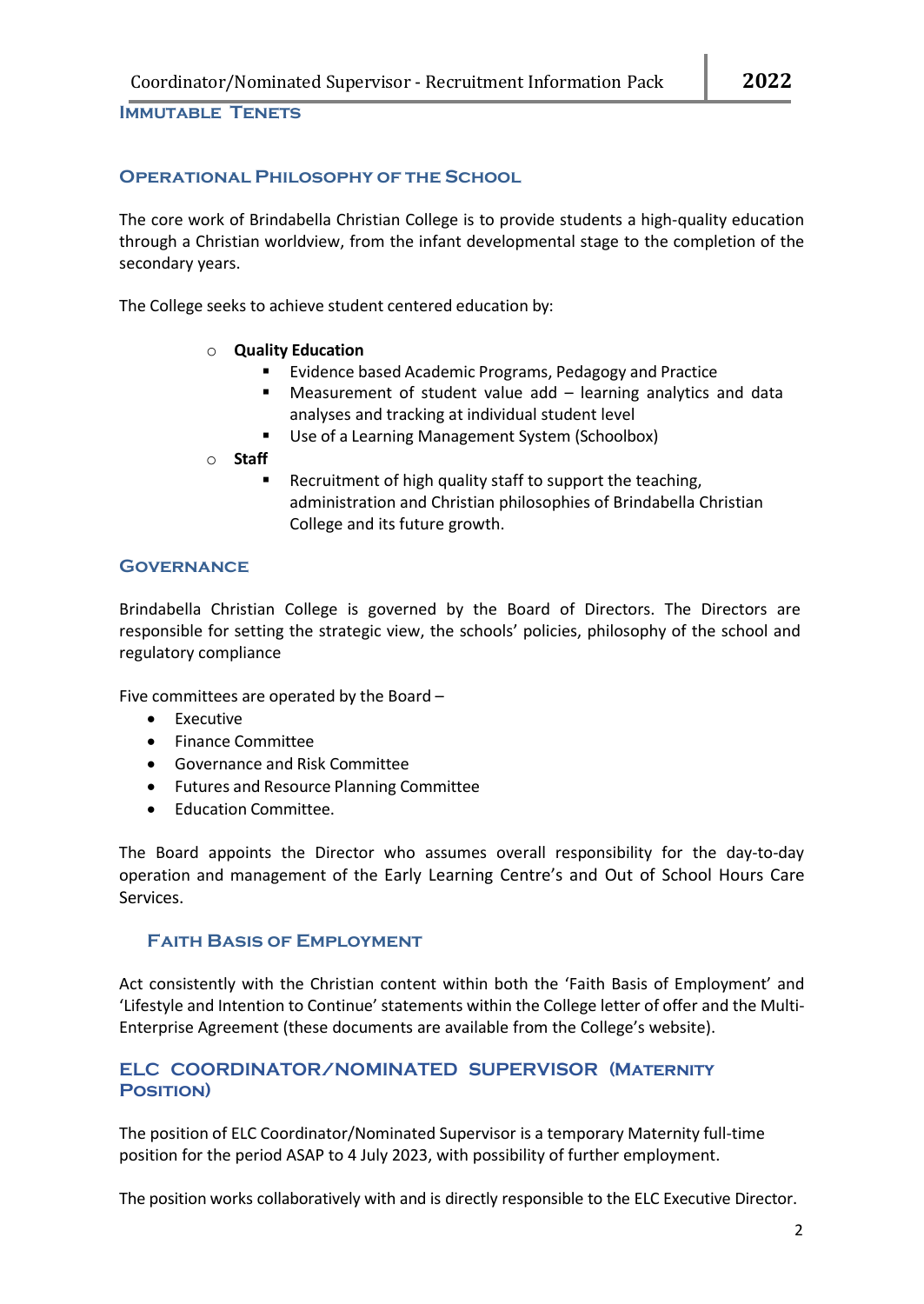## Immutable Tenets

### Operational Philosophy of the School

The core work of Brindabella Christian College is to provide students a high-quality education through a Christian worldview, from the infant developmental stage to the completion of the secondary years.

The College seeks to achieve student centered education by:

- **Quality Education**
  - Evidence based Academic Programs, Pedagogy and Practice
  - Measurement of student value add – learning analytics and data analyses and tracking at individual student level
  - Use of a Learning Management System (Schoolbox)
- **Staff**
  - Recruitment of high quality staff to support the teaching, administration and Christian philosophies of Brindabella Christian College and its future growth.

### Governance

Brindabella Christian College is governed by the Board of Directors. The Directors are responsible for setting the strategic view, the schools' policies, philosophy of the school and regulatory compliance

Five committees are operated by the Board –

- Executive
- Finance Committee
- Governance and Risk Committee
- Futures and Resource Planning Committee
- Education Committee.

The Board appoints the Director who assumes overall responsibility for the day-to-day operation and management of the Early Learning Centre's and Out of School Hours Care Services.

### Faith Basis of Employment

Act consistently with the Christian content within both the 'Faith Basis of Employment' and 'Lifestyle and Intention to Continue' statements within the College letter of offer and the Multi-Enterprise Agreement (these documents are available from the College's website).

### ELC Coordinator/Nominated Supervisor (Maternity Position)

The position of ELC Coordinator/Nominated Supervisor is a temporary Maternity full-time position for the period ASAP to 4 July 2023, with possibility of further employment.

The position works collaboratively with and is directly responsible to the ELC Executive Director.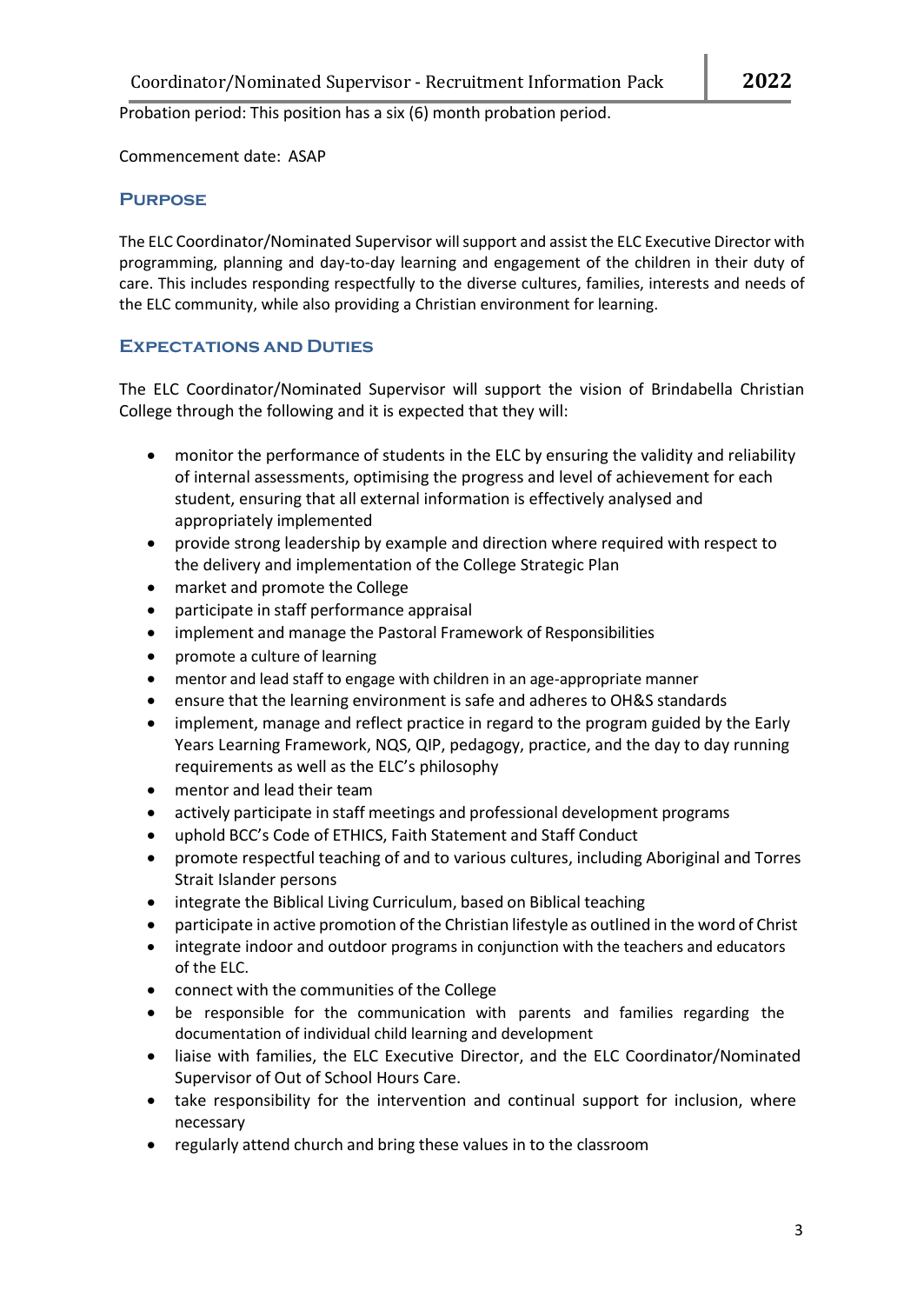Probation period: This position has a six (6) month probation period.

Commencement date: ASAP

## Purpose

The ELC Coordinator/Nominated Supervisor will support and assist the ELC Executive Director with programming, planning and day-to-day learning and engagement of the children in their duty of care. This includes responding respectfully to the diverse cultures, families, interests and needs of the ELC community, while also providing a Christian environment for learning.

## Expectations and Duties

The ELC Coordinator/Nominated Supervisor will support the vision of Brindabella Christian College through the following and it is expected that they will:

- monitor the performance of students in the ELC by ensuring the validity and reliability of internal assessments, optimising the progress and level of achievement for each student, ensuring that all external information is effectively analysed and appropriately implemented
- provide strong leadership by example and direction where required with respect to the delivery and implementation of the College Strategic Plan
- market and promote the College
- participate in staff performance appraisal
- implement and manage the Pastoral Framework of Responsibilities
- promote a culture of learning
- mentor and lead staff to engage with children in an age-appropriate manner
- ensure that the learning environment is safe and adheres to OH&S standards
- implement, manage and reflect practice in regard to the program guided by the Early Years Learning Framework, NQS, QIP, pedagogy, practice, and the day to day running requirements as well as the ELC's philosophy
- mentor and lead their team
- actively participate in staff meetings and professional development programs
- uphold BCC's Code of ETHICS, Faith Statement and Staff Conduct
- promote respectful teaching of and to various cultures, including Aboriginal and Torres Strait Islander persons
- integrate the Biblical Living Curriculum, based on Biblical teaching
- participate in active promotion of the Christian lifestyle as outlined in the word of Christ
- integrate indoor and outdoor programs in conjunction with the teachers and educators of the ELC.
- connect with the communities of the College
- be responsible for the communication with parents and families regarding the documentation of individual child learning and development
- liaise with families, the ELC Executive Director, and the ELC Coordinator/Nominated Supervisor of Out of School Hours Care.
- take responsibility for the intervention and continual support for inclusion, where necessary
- regularly attend church and bring these values in to the classroom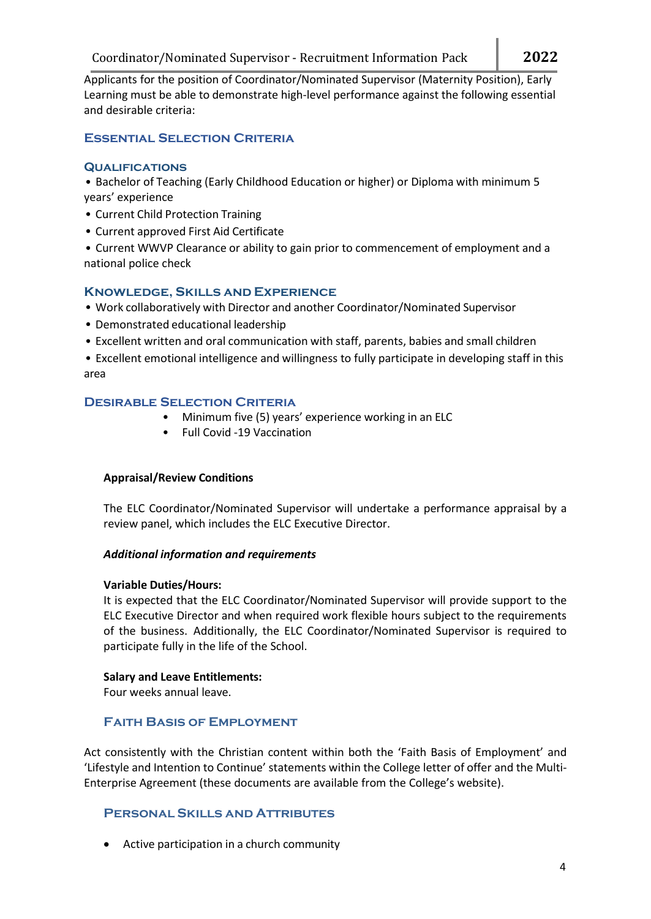Applicants for the position of Coordinator/Nominated Supervisor (Maternity Position), Early Learning must be able to demonstrate high-level performance against the following essential and desirable criteria:

## Essential Selection Criteria

### Qualifications

- Bachelor of Teaching (Early Childhood Education or higher) or Diploma with minimum 5 years' experience
- Current Child Protection Training
- Current approved First Aid Certificate
- Current WWVP Clearance or ability to gain prior to commencement of employment and a national police check

### Knowledge, Skills and Experience

- Work collaboratively with Director and another Coordinator/Nominated Supervisor
- Demonstrated educational leadership
- Excellent written and oral communication with staff, parents, babies and small children
- Excellent emotional intelligence and willingness to fully participate in developing staff in this area

## Desirable Selection Criteria

- Minimum five (5) years' experience working in an ELC
- Full Covid -19 Vaccination

**Appraisal/Review Conditions**

The ELC Coordinator/Nominated Supervisor will undertake a performance appraisal by a review panel, which includes the ELC Executive Director.

***Additional information and requirements***

**Variable Duties/Hours:**
It is expected that the ELC Coordinator/Nominated Supervisor will provide support to the ELC Executive Director and when required work flexible hours subject to the requirements of the business. Additionally, the ELC Coordinator/Nominated Supervisor is required to participate fully in the life of the School.

**Salary and Leave Entitlements:**
Four weeks annual leave.

## Faith Basis of Employment

Act consistently with the Christian content within both the 'Faith Basis of Employment' and 'Lifestyle and Intention to Continue' statements within the College letter of offer and the Multi-Enterprise Agreement (these documents are available from the College's website).

## Personal Skills and Attributes

- Active participation in a church community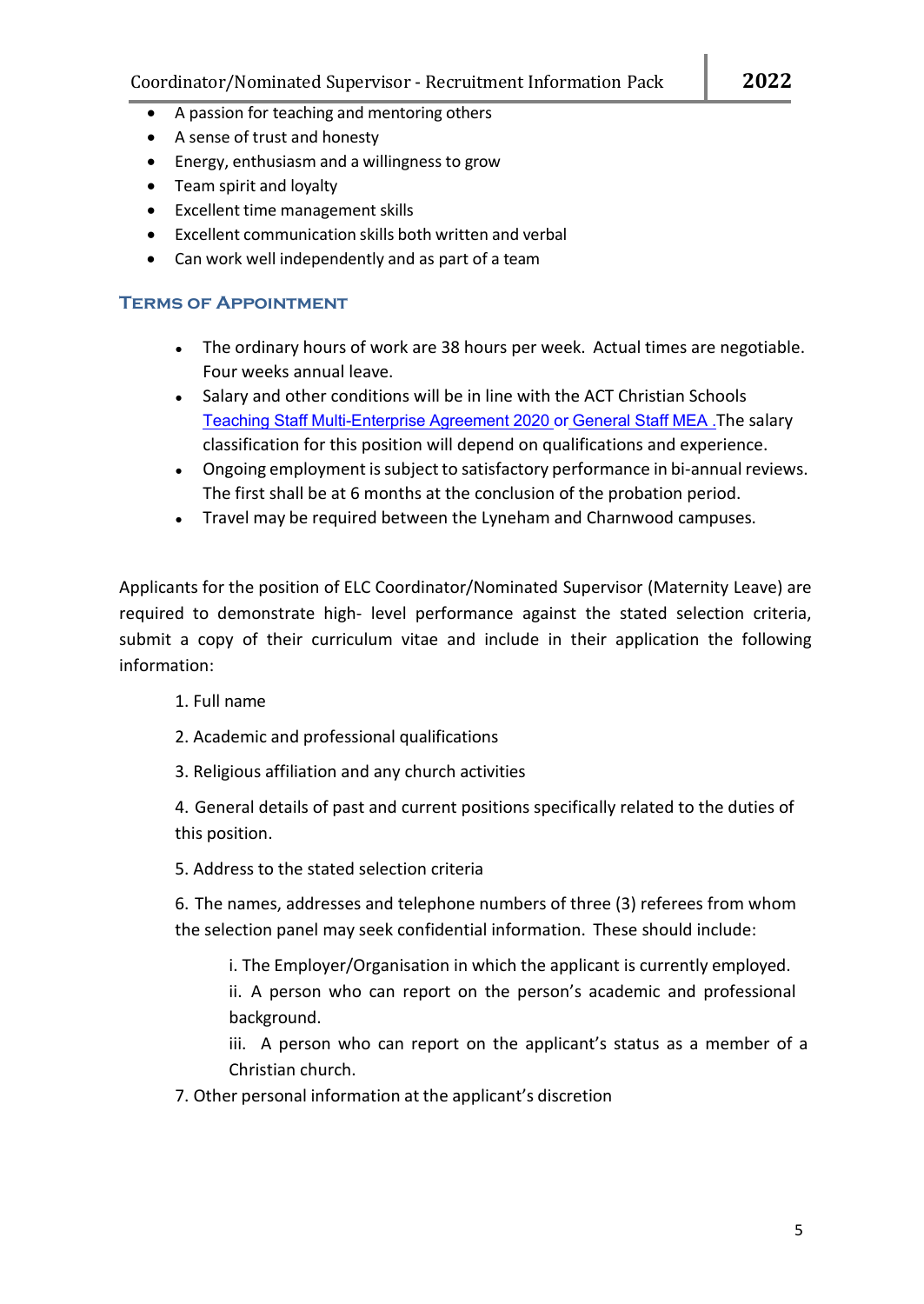- A passion for teaching and mentoring others
- A sense of trust and honesty
- Energy, enthusiasm and a willingness to grow
- Team spirit and loyalty
- Excellent time management skills
- Excellent communication skills both written and verbal
- Can work well independently and as part of a team

## Terms of Appointment

- The ordinary hours of work are 38 hours per week. Actual times are negotiable. Four weeks annual leave.
- Salary and other conditions will be in line with the ACT Christian Schools Teaching Staff Multi-Enterprise Agreement 2020 or General Staff MEA. The salary classification for this position will depend on qualifications and experience.
- Ongoing employment is subject to satisfactory performance in bi-annual reviews. The first shall be at 6 months at the conclusion of the probation period.
- Travel may be required between the Lyneham and Charnwood campuses.

Applicants for the position of ELC Coordinator/Nominated Supervisor (Maternity Leave) are required to demonstrate high- level performance against the stated selection criteria, submit a copy of their curriculum vitae and include in their application the following information:

1. Full name
2. Academic and professional qualifications
3. Religious affiliation and any church activities
4. General details of past and current positions specifically related to the duties of this position.
5. Address to the stated selection criteria
6. The names, addresses and telephone numbers of three (3) referees from whom the selection panel may seek confidential information. These should include:

    i. The Employer/Organisation in which the applicant is currently employed.
    ii. A person who can report on the person's academic and professional background.
    iii. A person who can report on the applicant's status as a member of a Christian church.

7. Other personal information at the applicant's discretion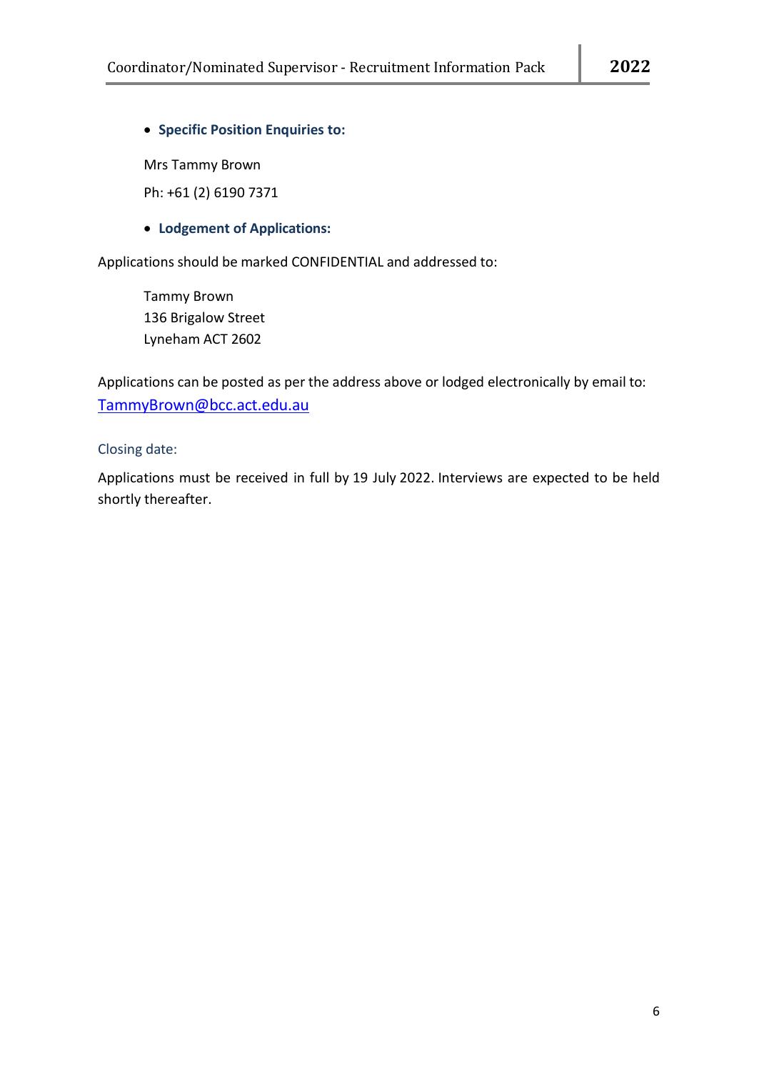- **Specific Position Enquiries to:**

  Mrs Tammy Brown

  Ph: +61 (2) 6190 7371

- **Lodgement of Applications:**

Applications should be marked CONFIDENTIAL and addressed to:

Tammy Brown
136 Brigalow Street
Lyneham ACT 2602

Applications can be posted as per the address above or lodged electronically by email to: TammyBrown@bcc.act.edu.au

### Closing date:

Applications must be received in full by 19 July 2022. Interviews are expected to be held shortly thereafter.